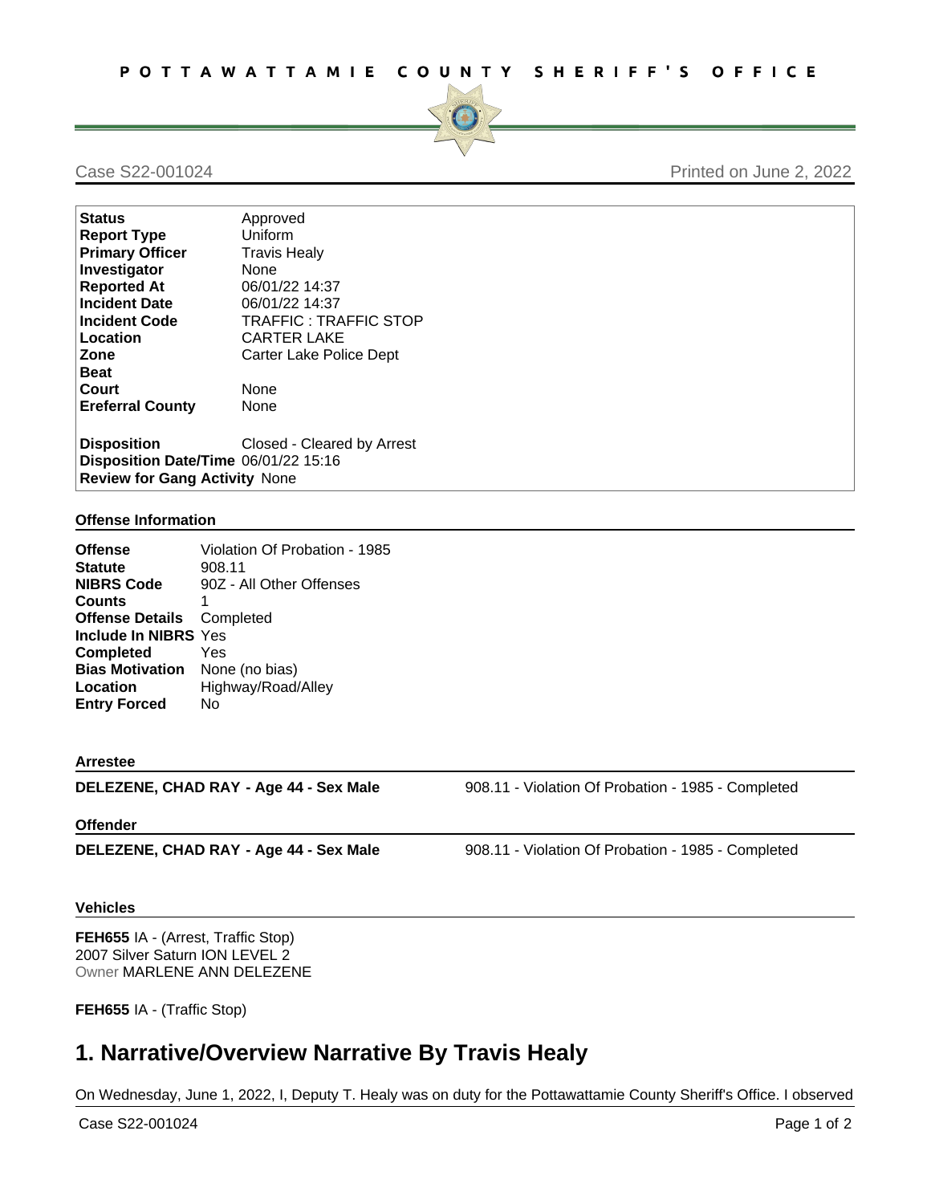# POTTAWATTAMIE COUNTY SHERIFF'S OFFICE

Case S22-001024 Printed on June 2, 2022

| | |
|---|---|
| **Status** | Approved |
| **Report Type** | Uniform |
| **Primary Officer** | Travis Healy |
| **Investigator** | None |
| **Reported At** | 06/01/22 14:37 |
| **Incident Date** | 06/01/22 14:37 |
| **Incident Code** | TRAFFIC : TRAFFIC STOP |
| **Location** | CARTER LAKE |
| **Zone** | Carter Lake Police Dept |
| **Beat** | |
| **Court** | None |
| **Ereferral County** | None |
| **Disposition** | Closed - Cleared by Arrest |
| **Disposition Date/Time** | 06/01/22 15:16 |
| **Review for Gang Activity** | None |

### Offense Information

| | |
|---|---|
| **Offense** | Violation Of Probation - 1985 |
| **Statute** | 908.11 |
| **NIBRS Code** | 90Z - All Other Offenses |
| **Counts** | 1 |
| **Offense Details** | Completed |
| **Include In NIBRS** | Yes |
| **Completed** | Yes |
| **Bias Motivation** | None (no bias) |
| **Location** | Highway/Road/Alley |
| **Entry Forced** | No |

### Arrestee

**DELEZENE, CHAD RAY - Age 44 - Sex Male** 908.11 - Violation Of Probation - 1985 - Completed

### Offender

**DELEZENE, CHAD RAY - Age 44 - Sex Male** 908.11 - Violation Of Probation - 1985 - Completed

### Vehicles

**FEH655** IA - (Arrest, Traffic Stop)
2007 Silver Saturn ION LEVEL 2
Owner MARLENE ANN DELEZENE

**FEH655** IA - (Traffic Stop)

# 1. Narrative/Overview Narrative By Travis Healy

On Wednesday, June 1, 2022, I, Deputy T. Healy was on duty for the Pottawattamie County Sheriff's Office. I observed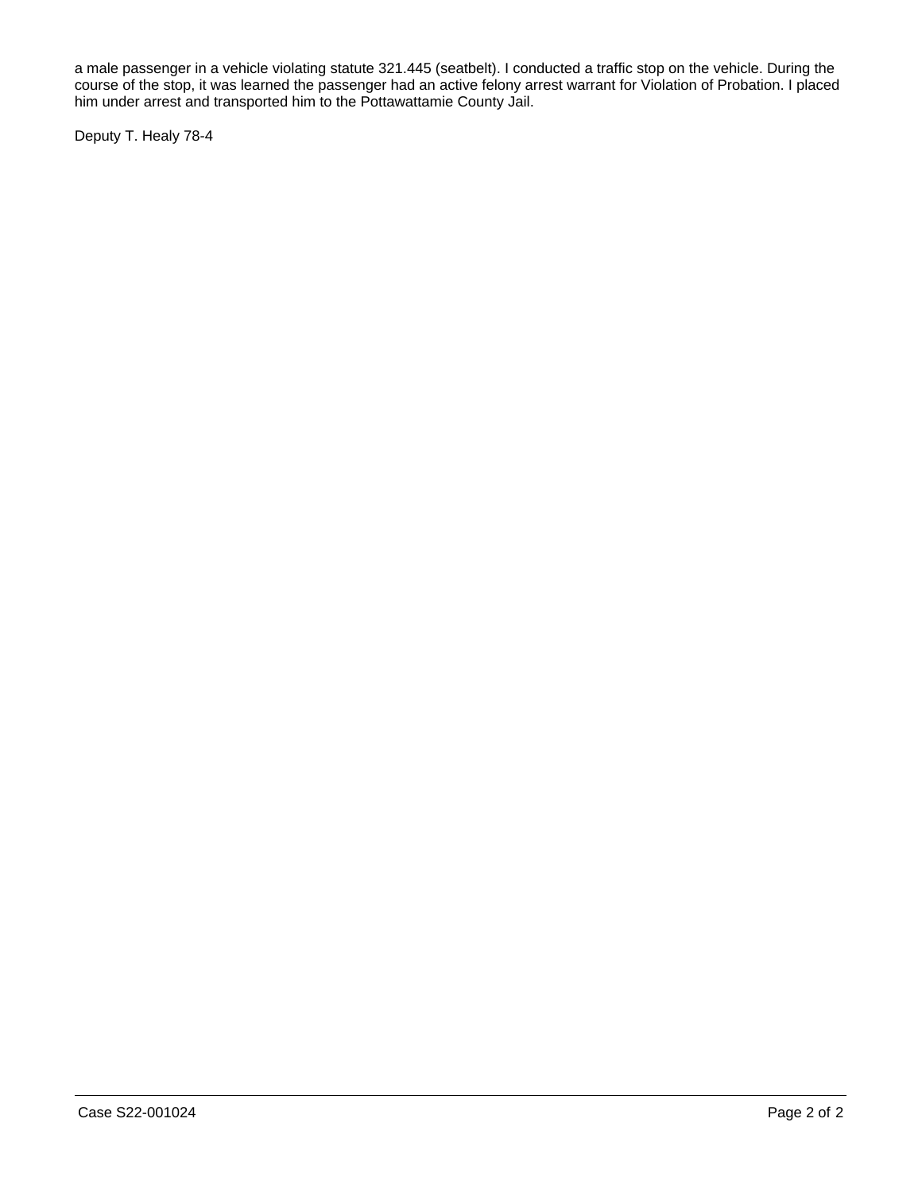a male passenger in a vehicle violating statute 321.445 (seatbelt). I conducted a traffic stop on the vehicle. During the course of the stop, it was learned the passenger had an active felony arrest warrant for Violation of Probation. I placed him under arrest and transported him to the Pottawattamie County Jail.

Deputy T. Healy 78-4